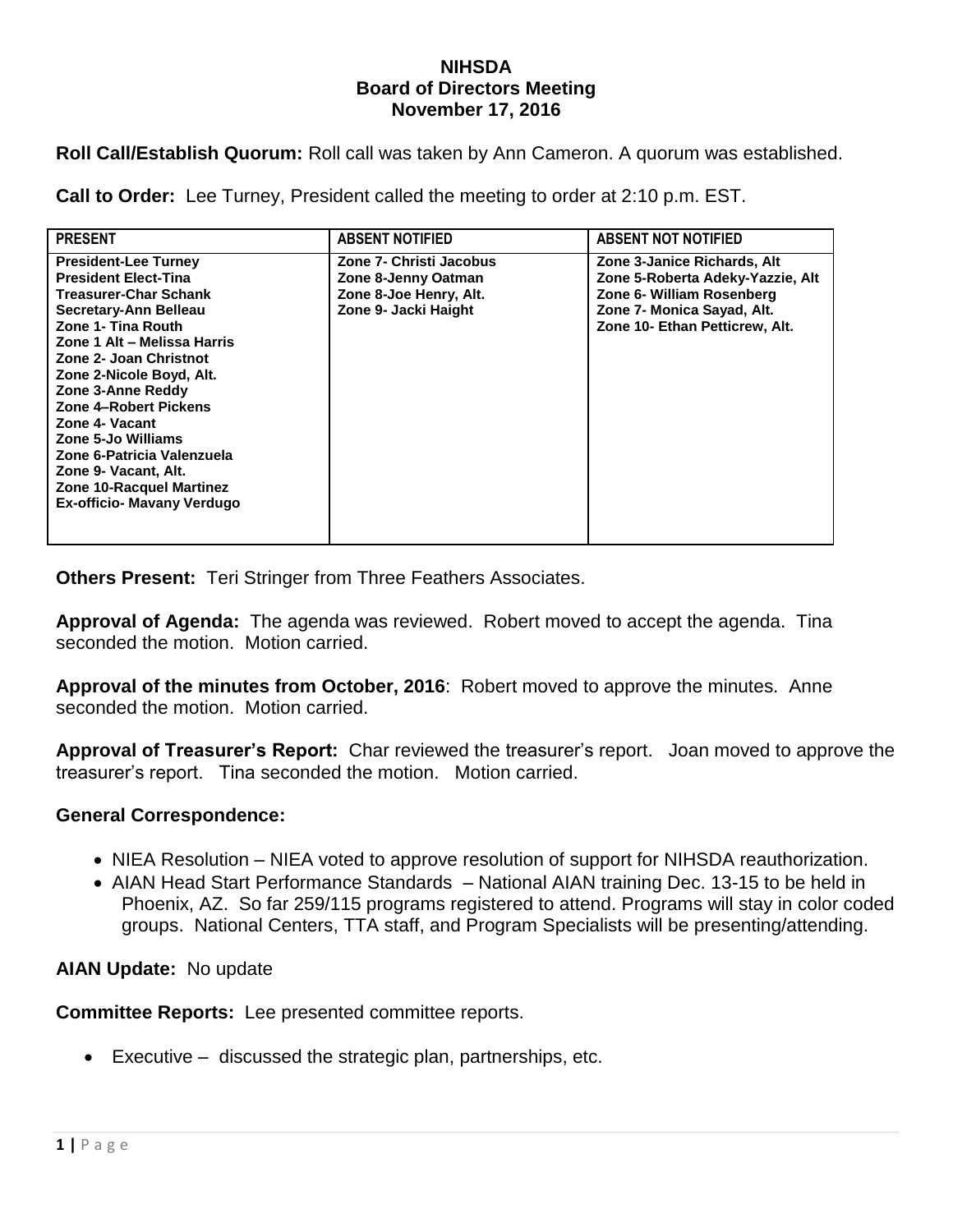# NIHSDA
## Board of Directors Meeting
## November 17, 2016

**Roll Call/Establish Quorum:** Roll call was taken by Ann Cameron. A quorum was established.

**Call to Order:** Lee Turney, President called the meeting to order at 2:10 p.m. EST.

| PRESENT | ABSENT NOTIFIED | ABSENT NOT NOTIFIED |
|---|---|---|
| President-Lee Turney<br>President Elect-Tina<br>Treasurer-Char Schank<br>Secretary-Ann Belleau<br>Zone 1- Tina Routh<br>Zone 1 Alt – Melissa Harris<br>Zone 2- Joan Christnot<br>Zone 2-Nicole Boyd, Alt.<br>Zone 3-Anne Reddy<br>Zone 4–Robert Pickens<br>Zone 4- Vacant<br>Zone 5-Jo Williams<br>Zone 6-Patricia Valenzuela<br>Zone 9- Vacant, Alt.<br>Zone 10-Racquel Martinez<br>Ex-officio- Mavany Verdugo | Zone 7- Christi Jacobus<br>Zone 8-Jenny Oatman<br>Zone 8-Joe Henry, Alt.<br>Zone 9- Jacki Haight | Zone 3-Janice Richards, Alt<br>Zone 5-Roberta Adeky-Yazzie, Alt<br>Zone 6- William Rosenberg<br>Zone 7- Monica Sayad, Alt.<br>Zone 10- Ethan Petticrew, Alt. |

**Others Present:** Teri Stringer from Three Feathers Associates.

**Approval of Agenda:** The agenda was reviewed. Robert moved to accept the agenda. Tina seconded the motion. Motion carried.

**Approval of the minutes from October, 2016**: Robert moved to approve the minutes. Anne seconded the motion. Motion carried.

**Approval of Treasurer's Report:** Char reviewed the treasurer's report. Joan moved to approve the treasurer's report. Tina seconded the motion. Motion carried.

**General Correspondence:**

- NIEA Resolution – NIEA voted to approve resolution of support for NIHSDA reauthorization.
- AIAN Head Start Performance Standards – National AIAN training Dec. 13-15 to be held in Phoenix, AZ. So far 259/115 programs registered to attend. Programs will stay in color coded groups. National Centers, TTA staff, and Program Specialists will be presenting/attending.

**AIAN Update:** No update

**Committee Reports:** Lee presented committee reports.

- Executive – discussed the strategic plan, partnerships, etc.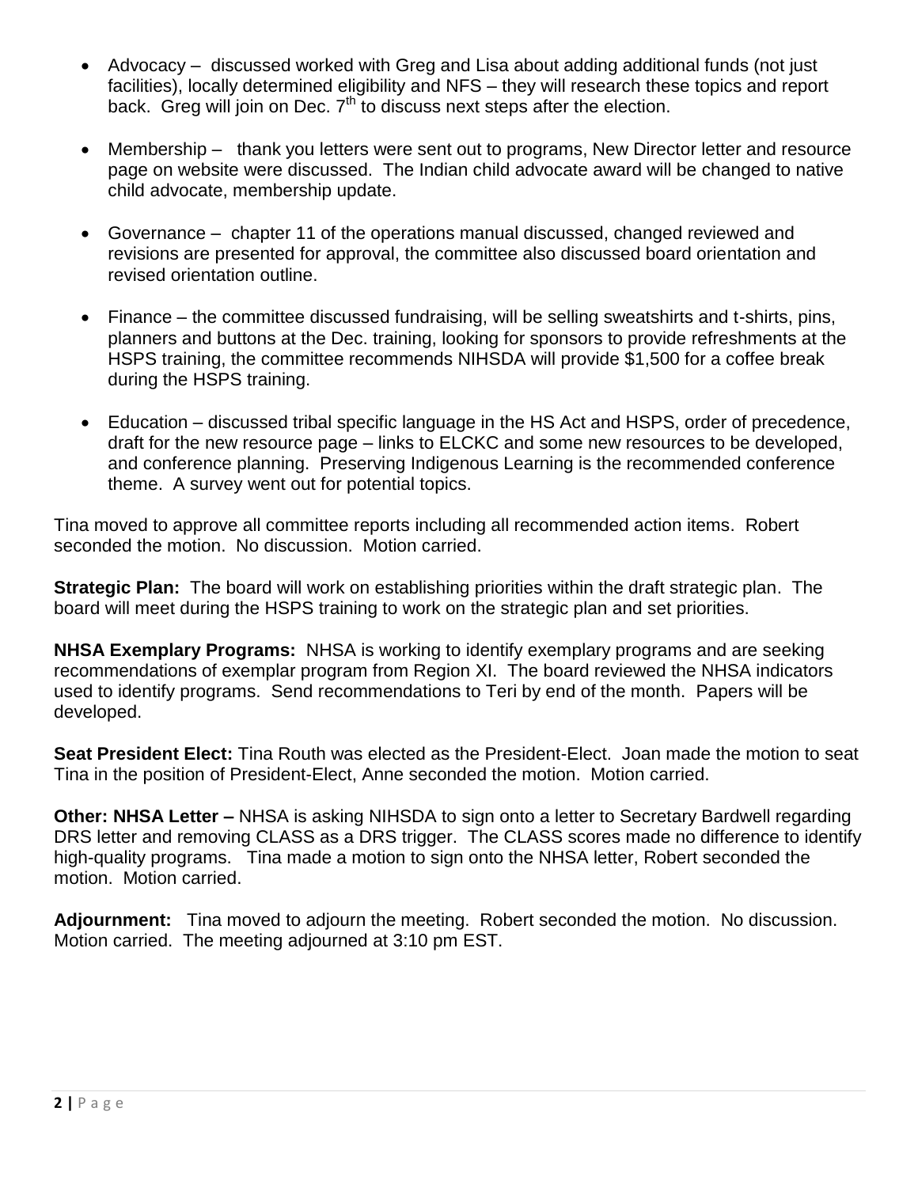- Advocacy – discussed worked with Greg and Lisa about adding additional funds (not just facilities), locally determined eligibility and NFS – they will research these topics and report back. Greg will join on Dec. 7th to discuss next steps after the election.

- Membership – thank you letters were sent out to programs, New Director letter and resource page on website were discussed. The Indian child advocate award will be changed to native child advocate, membership update.

- Governance – chapter 11 of the operations manual discussed, changed reviewed and revisions are presented for approval, the committee also discussed board orientation and revised orientation outline.

- Finance – the committee discussed fundraising, will be selling sweatshirts and t-shirts, pins, planners and buttons at the Dec. training, looking for sponsors to provide refreshments at the HSPS training, the committee recommends NIHSDA will provide $1,500 for a coffee break during the HSPS training.

- Education – discussed tribal specific language in the HS Act and HSPS, order of precedence, draft for the new resource page – links to ELCKC and some new resources to be developed, and conference planning. Preserving Indigenous Learning is the recommended conference theme. A survey went out for potential topics.

Tina moved to approve all committee reports including all recommended action items. Robert seconded the motion. No discussion. Motion carried.

**Strategic Plan:** The board will work on establishing priorities within the draft strategic plan. The board will meet during the HSPS training to work on the strategic plan and set priorities.

**NHSA Exemplary Programs:** NHSA is working to identify exemplary programs and are seeking recommendations of exemplar program from Region XI. The board reviewed the NHSA indicators used to identify programs. Send recommendations to Teri by end of the month. Papers will be developed.

**Seat President Elect:** Tina Routh was elected as the President-Elect. Joan made the motion to seat Tina in the position of President-Elect, Anne seconded the motion. Motion carried.

**Other: NHSA Letter –** NHSA is asking NIHSDA to sign onto a letter to Secretary Bardwell regarding DRS letter and removing CLASS as a DRS trigger. The CLASS scores made no difference to identify high-quality programs. Tina made a motion to sign onto the NHSA letter, Robert seconded the motion. Motion carried.

**Adjournment:** Tina moved to adjourn the meeting. Robert seconded the motion. No discussion. Motion carried. The meeting adjourned at 3:10 pm EST.